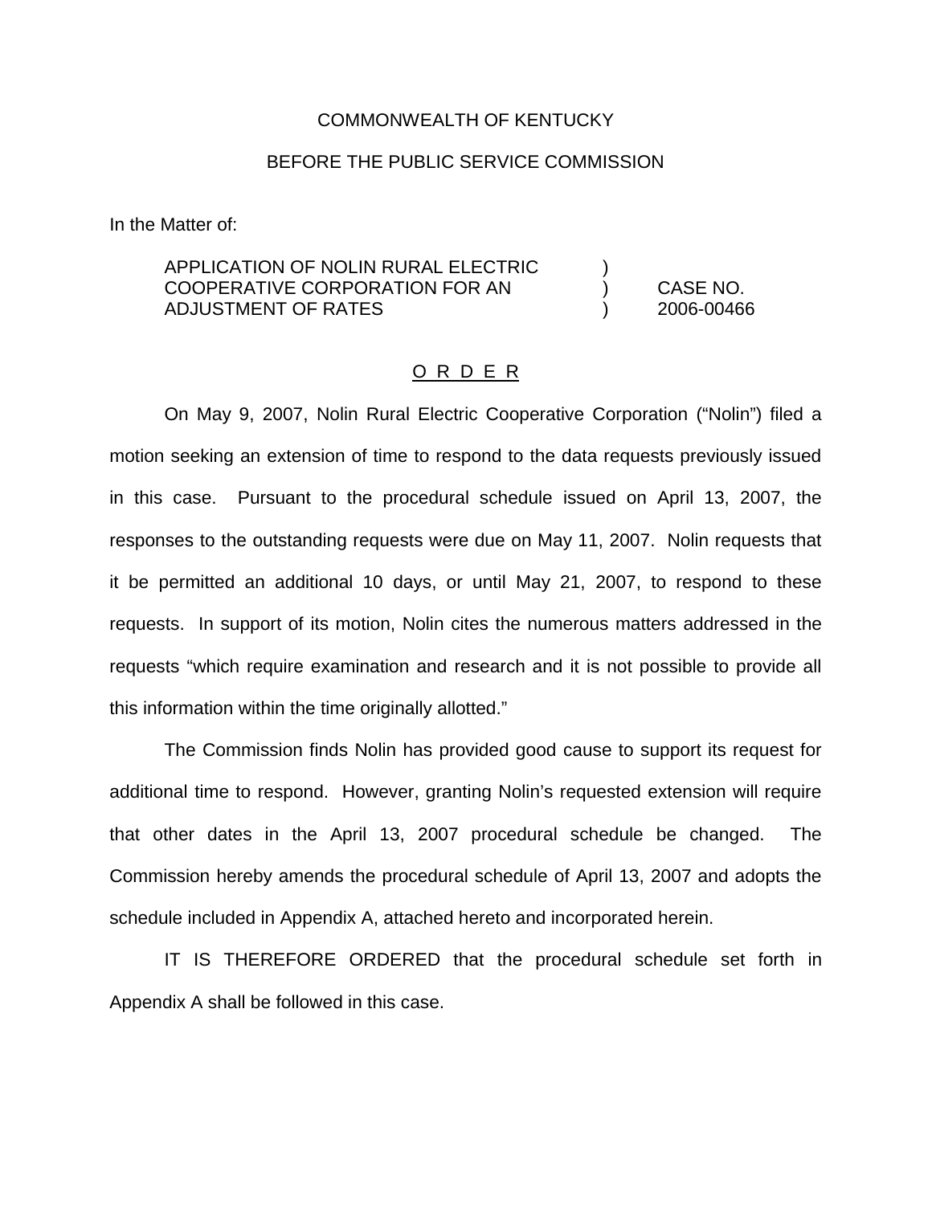COMMONWEALTH OF KENTUCKY

BEFORE THE PUBLIC SERVICE COMMISSION

In the Matter of:

| | | |
|---|---|---|
| APPLICATION OF NOLIN RURAL ELECTRIC COOPERATIVE CORPORATION FOR AN ADJUSTMENT OF RATES | ) ) ) | CASE NO. 2006-00466 |

O R D E R

On May 9, 2007, Nolin Rural Electric Cooperative Corporation ("Nolin") filed a motion seeking an extension of time to respond to the data requests previously issued in this case. Pursuant to the procedural schedule issued on April 13, 2007, the responses to the outstanding requests were due on May 11, 2007. Nolin requests that it be permitted an additional 10 days, or until May 21, 2007, to respond to these requests. In support of its motion, Nolin cites the numerous matters addressed in the requests "which require examination and research and it is not possible to provide all this information within the time originally allotted."

The Commission finds Nolin has provided good cause to support its request for additional time to respond. However, granting Nolin's requested extension will require that other dates in the April 13, 2007 procedural schedule be changed. The Commission hereby amends the procedural schedule of April 13, 2007 and adopts the schedule included in Appendix A, attached hereto and incorporated herein.

IT IS THEREFORE ORDERED that the procedural schedule set forth in Appendix A shall be followed in this case.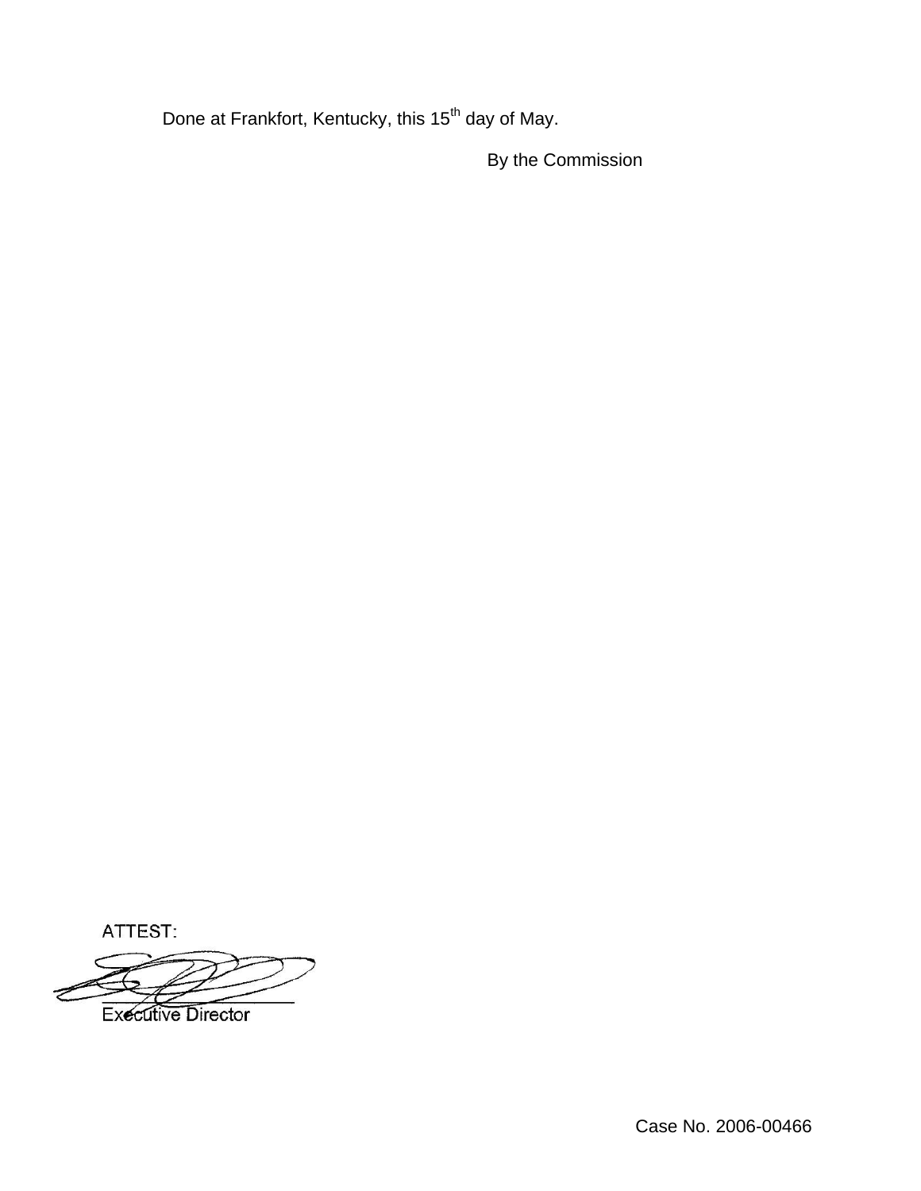Done at Frankfort, Kentucky, this 15th day of May.

By the Commission

ATTEST:

Executive Director

Case No. 2006-00466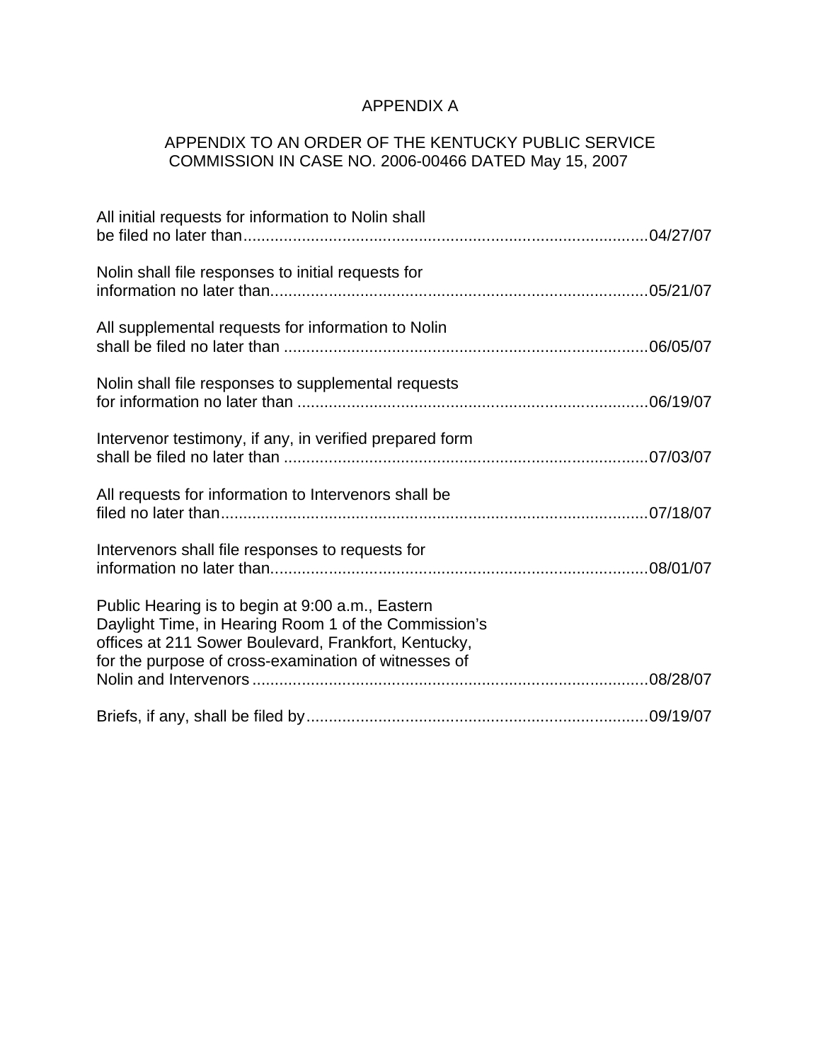# APPENDIX A

## APPENDIX TO AN ORDER OF THE KENTUCKY PUBLIC SERVICE COMMISSION IN CASE NO. 2006-00466 DATED May 15, 2007

All initial requests for information to Nolin shall be filed no later than..........................................................................................04/27/07

Nolin shall file responses to initial requests for information no later than...................................................................................05/21/07

All supplemental requests for information to Nolin shall be filed no later than ...............................................................................06/05/07

Nolin shall file responses to supplemental requests for information no later than ............................................................................06/19/07

Intervenor testimony, if any, in verified prepared form shall be filed no later than ...............................................................................07/03/07

All requests for information to Intervenors shall be filed no later than...............................................................................................07/18/07

Intervenors shall file responses to requests for information no later than...................................................................................08/01/07

Public Hearing is to begin at 9:00 a.m., Eastern Daylight Time, in Hearing Room 1 of the Commission's offices at 211 Sower Boulevard, Frankfort, Kentucky, for the purpose of cross-examination of witnesses of Nolin and Intervenors ........................................................................................08/28/07

Briefs, if any, shall be filed by...........................................................................09/19/07